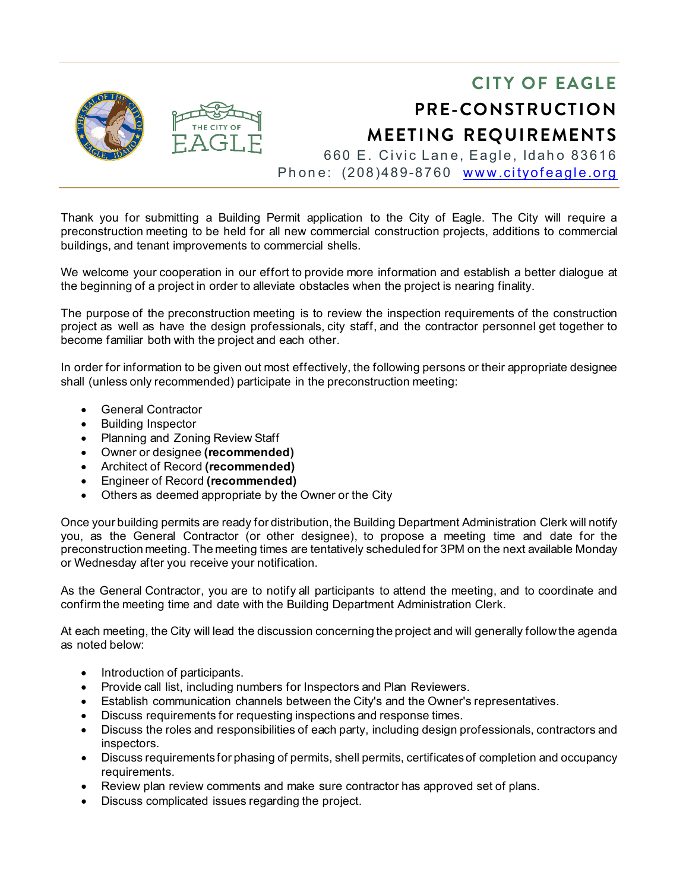# CITY OF EAGLE

## PRE-CONSTRUCTION MEETING REQUIREMENTS

660 E. Civic Lane, Eagle, Idaho 83616
Phone: (208)489-8760 www.cityofeagle.org

Thank you for submitting a Building Permit application to the City of Eagle. The City will require a preconstruction meeting to be held for all new commercial construction projects, additions to commercial buildings, and tenant improvements to commercial shells.

We welcome your cooperation in our effort to provide more information and establish a better dialogue at the beginning of a project in order to alleviate obstacles when the project is nearing finality.

The purpose of the preconstruction meeting is to review the inspection requirements of the construction project as well as have the design professionals, city staff, and the contractor personnel get together to become familiar both with the project and each other.

In order for information to be given out most effectively, the following persons or their appropriate designee shall (unless only recommended) participate in the preconstruction meeting:

- General Contractor
- Building Inspector
- Planning and Zoning Review Staff
- Owner or designee **(recommended)**
- Architect of Record **(recommended)**
- Engineer of Record **(recommended)**
- Others as deemed appropriate by the Owner or the City

Once your building permits are ready for distribution, the Building Department Administration Clerk will notify you, as the General Contractor (or other designee), to propose a meeting time and date for the preconstruction meeting. The meeting times are tentatively scheduled for 3PM on the next available Monday or Wednesday after you receive your notification.

As the General Contractor, you are to notify all participants to attend the meeting, and to coordinate and confirm the meeting time and date with the Building Department Administration Clerk.

At each meeting, the City will lead the discussion concerning the project and will generally follow the agenda as noted below:

- Introduction of participants.
- Provide call list, including numbers for Inspectors and Plan Reviewers.
- Establish communication channels between the City's and the Owner's representatives.
- Discuss requirements for requesting inspections and response times.
- Discuss the roles and responsibilities of each party, including design professionals, contractors and inspectors.
- Discuss requirements for phasing of permits, shell permits, certificates of completion and occupancy requirements.
- Review plan review comments and make sure contractor has approved set of plans.
- Discuss complicated issues regarding the project.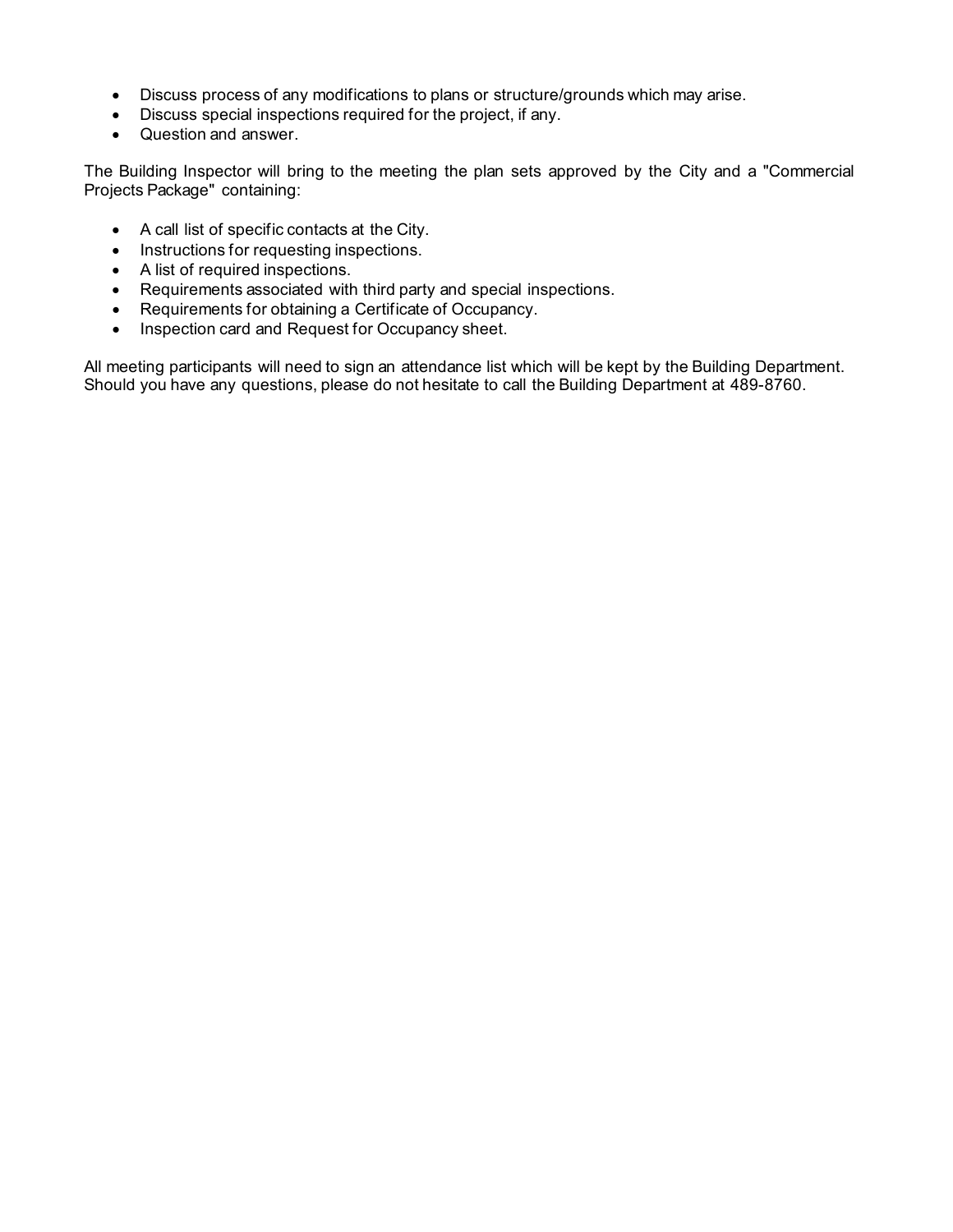- Discuss process of any modifications to plans or structure/grounds which may arise.
- Discuss special inspections required for the project, if any.
- Question and answer.

The Building Inspector will bring to the meeting the plan sets approved by the City and a "Commercial Projects Package" containing:

- A call list of specific contacts at the City.
- Instructions for requesting inspections.
- A list of required inspections.
- Requirements associated with third party and special inspections.
- Requirements for obtaining a Certificate of Occupancy.
- Inspection card and Request for Occupancy sheet.

All meeting participants will need to sign an attendance list which will be kept by the Building Department. Should you have any questions, please do not hesitate to call the Building Department at 489-8760.